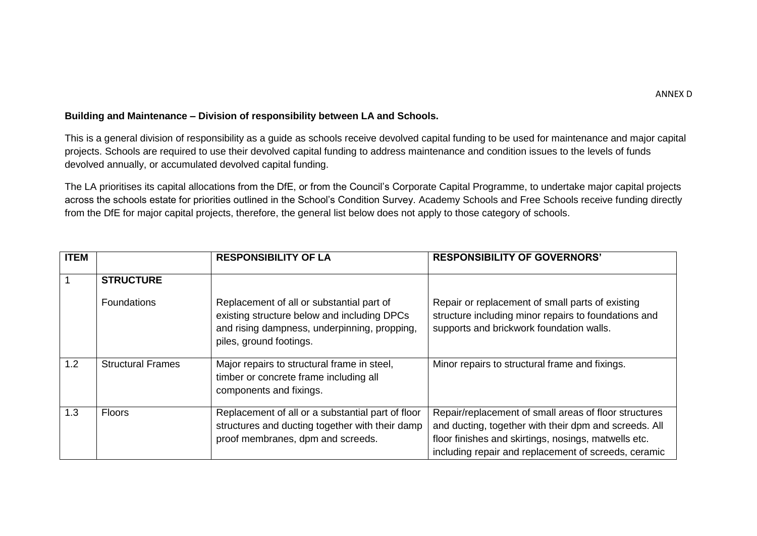ANNEX D

**Building and Maintenance – Division of responsibility between LA and Schools.**

This is a general division of responsibility as a guide as schools receive devolved capital funding to be used for maintenance and major capital projects. Schools are required to use their devolved capital funding to address maintenance and condition issues to the levels of funds devolved annually, or accumulated devolved capital funding.

The LA prioritises its capital allocations from the DfE, or from the Council's Corporate Capital Programme, to undertake major capital projects across the schools estate for priorities outlined in the School's Condition Survey. Academy Schools and Free Schools receive funding directly from the DfE for major capital projects, therefore, the general list below does not apply to those category of schools.

| ITEM | | RESPONSIBILITY OF LA | RESPONSIBILITY OF GOVERNORS' |
|---|---|---|---|
| 1 | **STRUCTURE**<br><br>Foundations | Replacement of all or substantial part of existing structure below and including DPCs and rising dampness, underpinning, propping, piles, ground footings. | Repair or replacement of small parts of existing structure including minor repairs to foundations and supports and brickwork foundation walls. |
| 1.2 | Structural Frames | Major repairs to structural frame in steel, timber or concrete frame including all components and fixings. | Minor repairs to structural frame and fixings. |
| 1.3 | Floors | Replacement of all or a substantial part of floor structures and ducting together with their damp proof membranes, dpm and screeds. | Repair/replacement of small areas of floor structures and ducting, together with their dpm and screeds. All floor finishes and skirtings, nosings, matwells etc. including repair and replacement of screeds, ceramic |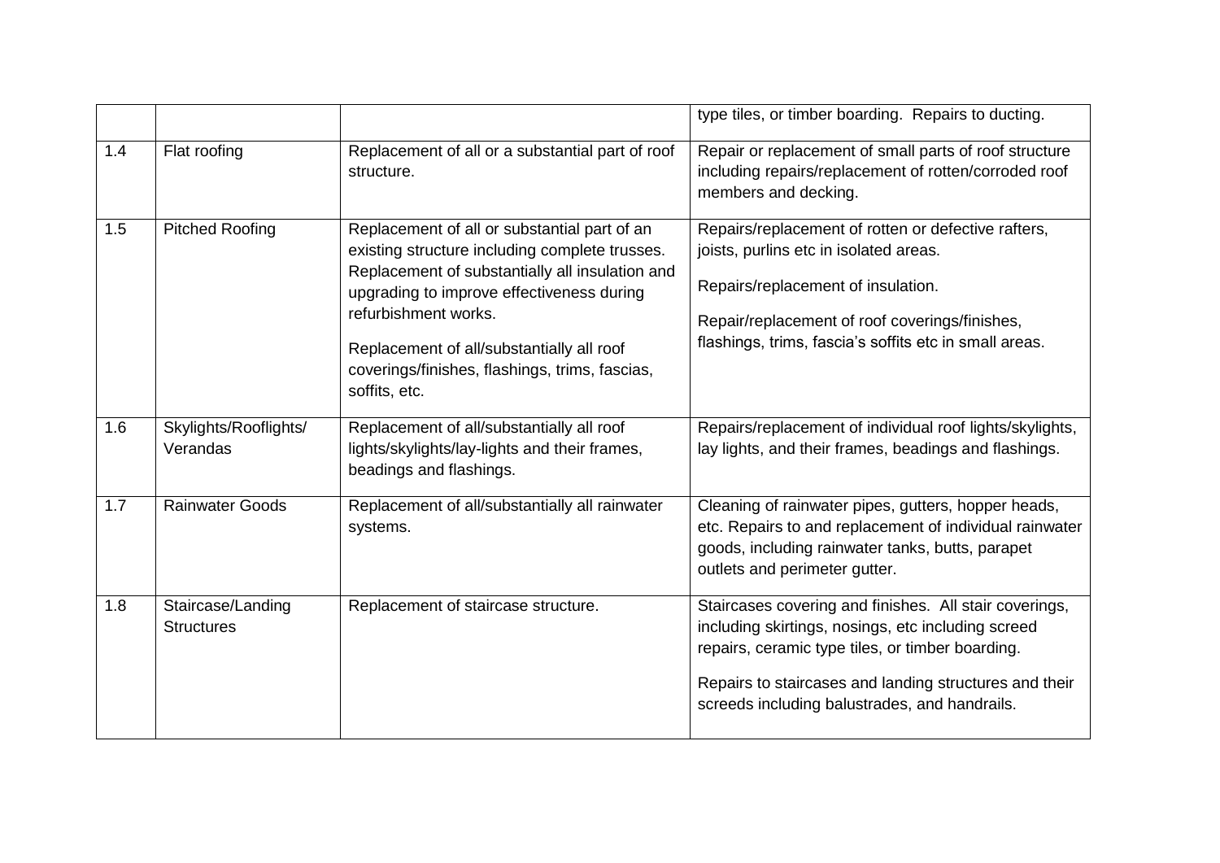|  |  |  |  |
|---|---|---|---|
|  |  |  | type tiles, or timber boarding. Repairs to ducting. |
| 1.4 | Flat roofing | Replacement of all or a substantial part of roof structure. | Repair or replacement of small parts of roof structure including repairs/replacement of rotten/corroded roof members and decking. |
| 1.5 | Pitched Roofing | Replacement of all or substantial part of an existing structure including complete trusses. Replacement of substantially all insulation and upgrading to improve effectiveness during refurbishment works.<br><br>Replacement of all/substantially all roof coverings/finishes, flashings, trims, fascias, soffits, etc. | Repairs/replacement of rotten or defective rafters, joists, purlins etc in isolated areas.<br><br>Repairs/replacement of insulation.<br><br>Repair/replacement of roof coverings/finishes, flashings, trims, fascia's soffits etc in small areas. |
| 1.6 | Skylights/Rooflights/ Verandas | Replacement of all/substantially all roof lights/skylights/lay-lights and their frames, beadings and flashings. | Repairs/replacement of individual roof lights/skylights, lay lights, and their frames, beadings and flashings. |
| 1.7 | Rainwater Goods | Replacement of all/substantially all rainwater systems. | Cleaning of rainwater pipes, gutters, hopper heads, etc. Repairs to and replacement of individual rainwater goods, including rainwater tanks, butts, parapet outlets and perimeter gutter. |
| 1.8 | Staircase/Landing Structures | Replacement of staircase structure. | Staircases covering and finishes. All stair coverings, including skirtings, nosings, etc including screed repairs, ceramic type tiles, or timber boarding.<br><br>Repairs to staircases and landing structures and their screeds including balustrades, and handrails. |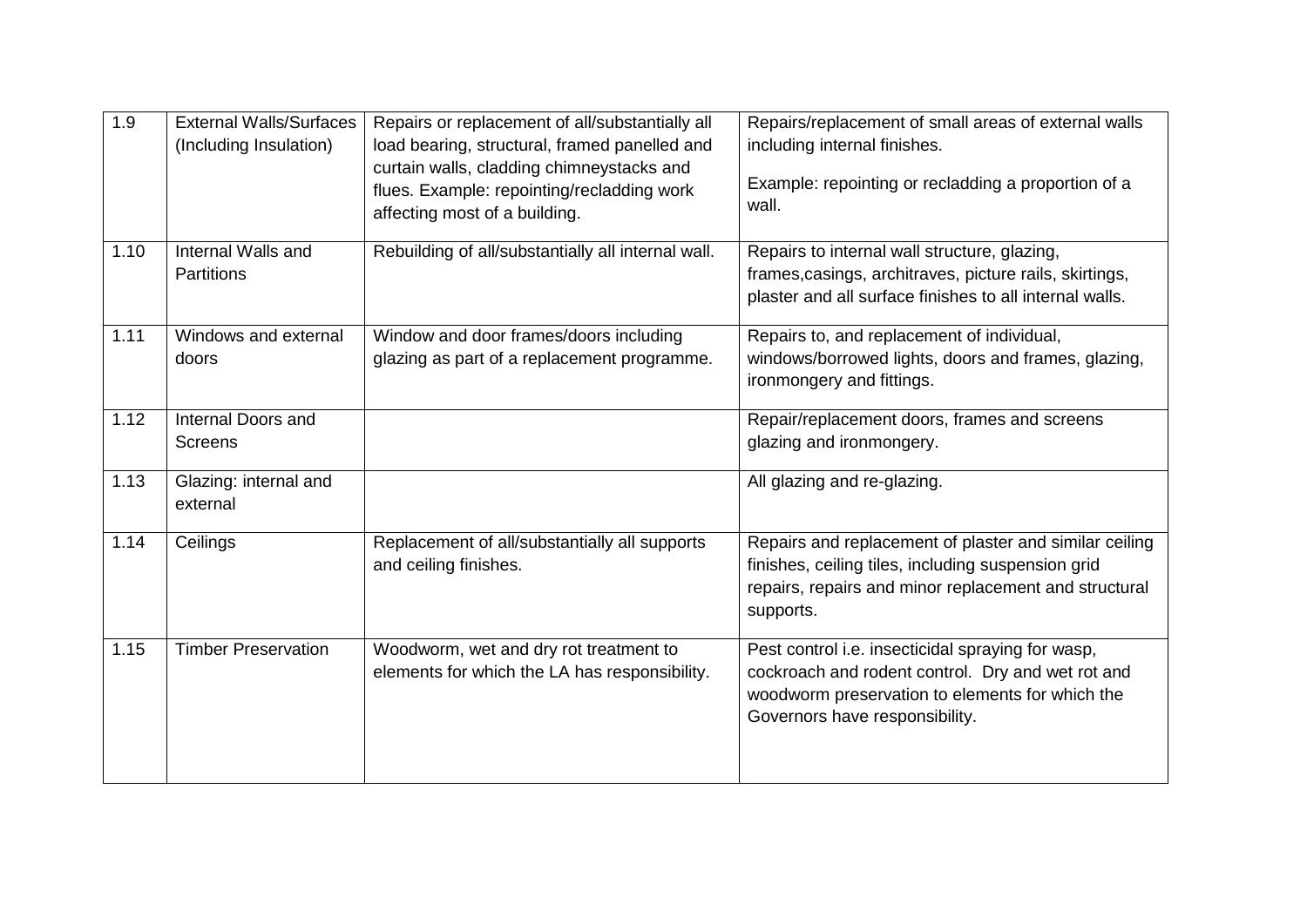| 1.9 | External Walls/Surfaces (Including Insulation) | Repairs or replacement of all/substantially all load bearing, structural, framed panelled and curtain walls, cladding chimneystacks and flues. Example: repointing/recladding work affecting most of a building. | Repairs/replacement of small areas of external walls including internal finishes.<br><br>Example: repointing or recladding a proportion of a wall. |
|---|---|---|---|
| 1.10 | Internal Walls and Partitions | Rebuilding of all/substantially all internal wall. | Repairs to internal wall structure, glazing, frames,casings, architraves, picture rails, skirtings, plaster and all surface finishes to all internal walls. |
| 1.11 | Windows and external doors | Window and door frames/doors including glazing as part of a replacement programme. | Repairs to, and replacement of individual, windows/borrowed lights, doors and frames, glazing, ironmongery and fittings. |
| 1.12 | Internal Doors and Screens | | Repair/replacement doors, frames and screens glazing and ironmongery. |
| 1.13 | Glazing: internal and external | | All glazing and re-glazing. |
| 1.14 | Ceilings | Replacement of all/substantially all supports and ceiling finishes. | Repairs and replacement of plaster and similar ceiling finishes, ceiling tiles, including suspension grid repairs, repairs and minor replacement and structural supports. |
| 1.15 | Timber Preservation | Woodworm, wet and dry rot treatment to elements for which the LA has responsibility. | Pest control i.e. insecticidal spraying for wasp, cockroach and rodent control. Dry and wet rot and woodworm preservation to elements for which the Governors have responsibility. |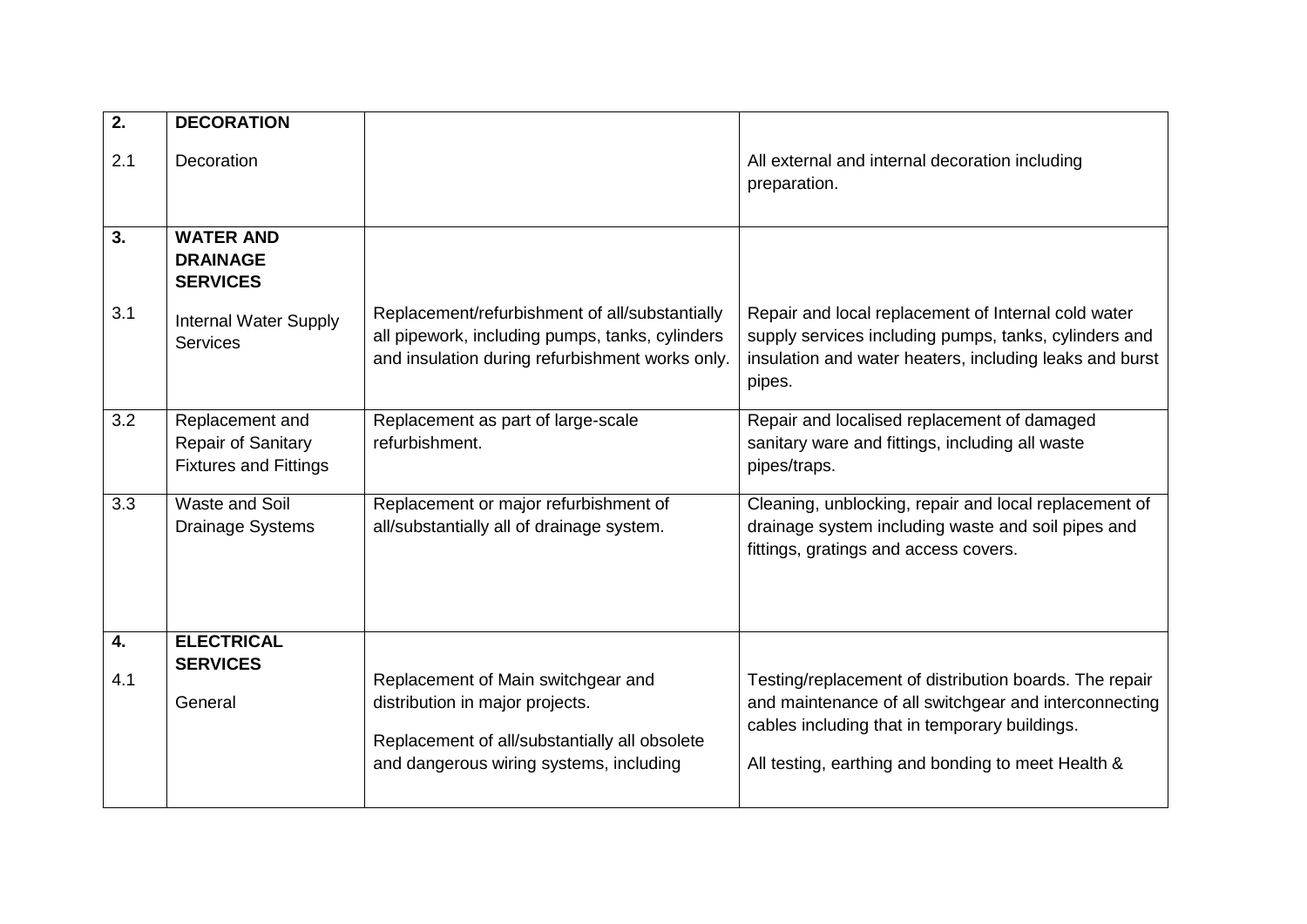| | | | |
|---|---|---|---|
| **2.** | **DECORATION** | | |
| 2.1 | Decoration | | All external and internal decoration including preparation. |
| **3.** | **WATER AND DRAINAGE SERVICES** | | |
| 3.1 | Internal Water Supply Services | Replacement/refurbishment of all/substantially all pipework, including pumps, tanks, cylinders and insulation during refurbishment works only. | Repair and local replacement of Internal cold water supply services including pumps, tanks, cylinders and insulation and water heaters, including leaks and burst pipes. |
| 3.2 | Replacement and Repair of Sanitary Fixtures and Fittings | Replacement as part of large-scale refurbishment. | Repair and localised replacement of damaged sanitary ware and fittings, including all waste pipes/traps. |
| 3.3 | Waste and Soil Drainage Systems | Replacement or major refurbishment of all/substantially all of drainage system. | Cleaning, unblocking, repair and local replacement of drainage system including waste and soil pipes and fittings, gratings and access covers. |
| **4.** | **ELECTRICAL SERVICES** | | |
| 4.1 | General | Replacement of Main switchgear and distribution in major projects.<br><br>Replacement of all/substantially all obsolete and dangerous wiring systems, including | Testing/replacement of distribution boards. The repair and maintenance of all switchgear and interconnecting cables including that in temporary buildings.<br><br>All testing, earthing and bonding to meet Health & |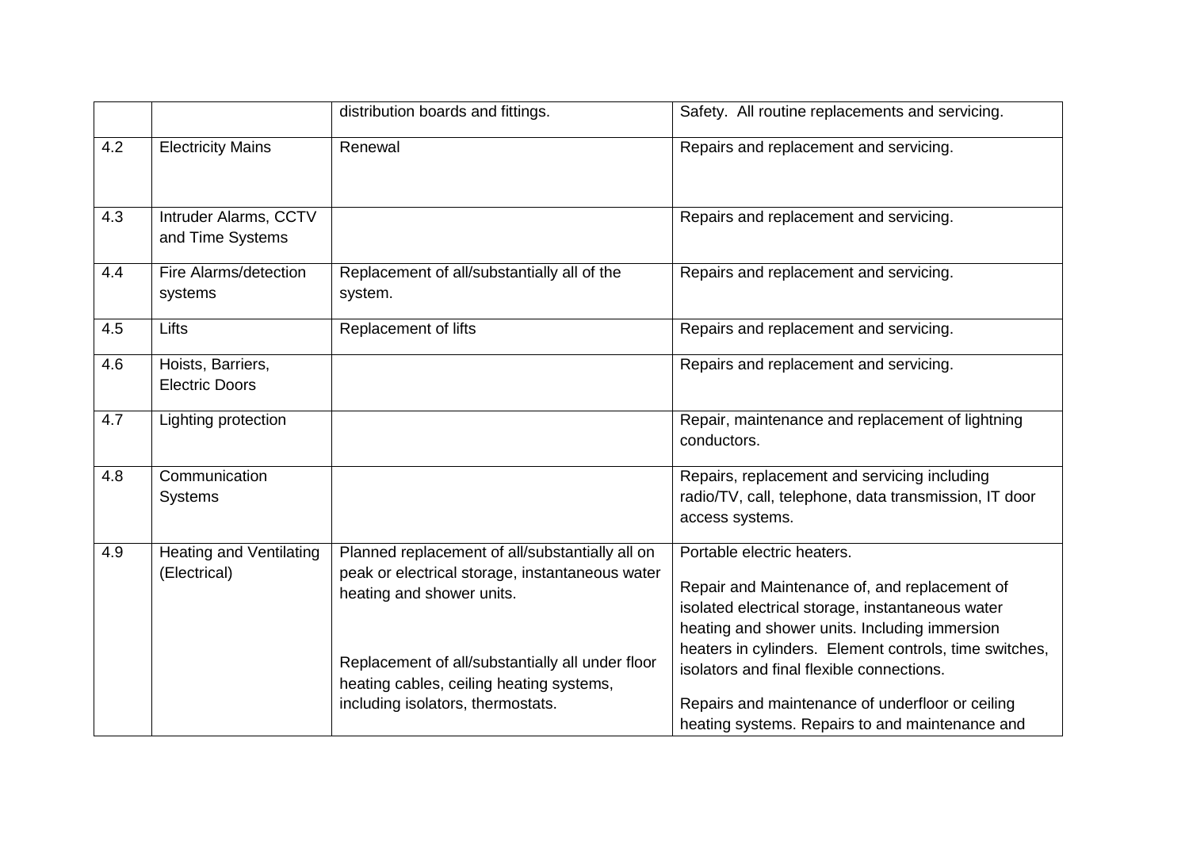| | | distribution boards and fittings. | Safety. All routine replacements and servicing. |
|---|---|---|---|
| 4.2 | Electricity Mains | Renewal | Repairs and replacement and servicing. |
| 4.3 | Intruder Alarms, CCTV and Time Systems | | Repairs and replacement and servicing. |
| 4.4 | Fire Alarms/detection systems | Replacement of all/substantially all of the system. | Repairs and replacement and servicing. |
| 4.5 | Lifts | Replacement of lifts | Repairs and replacement and servicing. |
| 4.6 | Hoists, Barriers, Electric Doors | | Repairs and replacement and servicing. |
| 4.7 | Lighting protection | | Repair, maintenance and replacement of lightning conductors. |
| 4.8 | Communication Systems | | Repairs, replacement and servicing including radio/TV, call, telephone, data transmission, IT door access systems. |
| 4.9 | Heating and Ventilating (Electrical) | Planned replacement of all/substantially all on peak or electrical storage, instantaneous water heating and shower units.<br><br>Replacement of all/substantially all under floor heating cables, ceiling heating systems, including isolators, thermostats. | Portable electric heaters.<br><br>Repair and Maintenance of, and replacement of isolated electrical storage, instantaneous water heating and shower units. Including immersion heaters in cylinders. Element controls, time switches, isolators and final flexible connections.<br><br>Repairs and maintenance of underfloor or ceiling heating systems. Repairs to and maintenance and |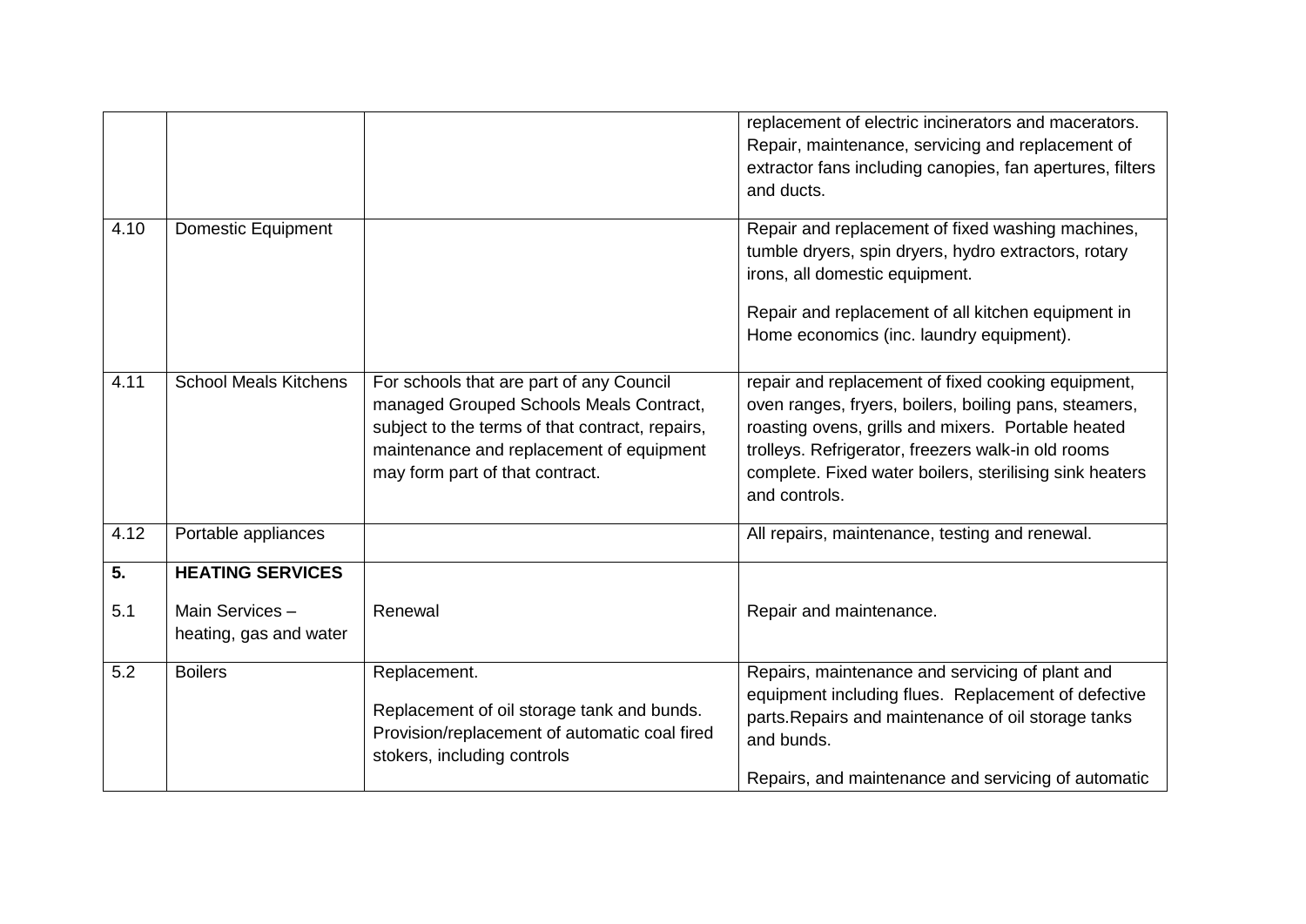| | | | |
|---|---|---|---|
| | | | replacement of electric incinerators and macerators. Repair, maintenance, servicing and replacement of extractor fans including canopies, fan apertures, filters and ducts. |
| 4.10 | Domestic Equipment | | Repair and replacement of fixed washing machines, tumble dryers, spin dryers, hydro extractors, rotary irons, all domestic equipment.<br><br>Repair and replacement of all kitchen equipment in Home economics (inc. laundry equipment). |
| 4.11 | School Meals Kitchens | For schools that are part of any Council managed Grouped Schools Meals Contract, subject to the terms of that contract, repairs, maintenance and replacement of equipment may form part of that contract. | repair and replacement of fixed cooking equipment, oven ranges, fryers, boilers, boiling pans, steamers, roasting ovens, grills and mixers. Portable heated trolleys. Refrigerator, freezers walk-in old rooms complete. Fixed water boilers, sterilising sink heaters and controls. |
| 4.12 | Portable appliances | | All repairs, maintenance, testing and renewal. |
| **5.**<br><br>5.1 | **HEATING SERVICES**<br><br>Main Services – heating, gas and water | Renewal | Repair and maintenance. |
| 5.2 | Boilers | Replacement.<br><br>Replacement of oil storage tank and bunds. Provision/replacement of automatic coal fired stokers, including controls | Repairs, maintenance and servicing of plant and equipment including flues. Replacement of defective parts.Repairs and maintenance of oil storage tanks and bunds.<br><br>Repairs, and maintenance and servicing of automatic |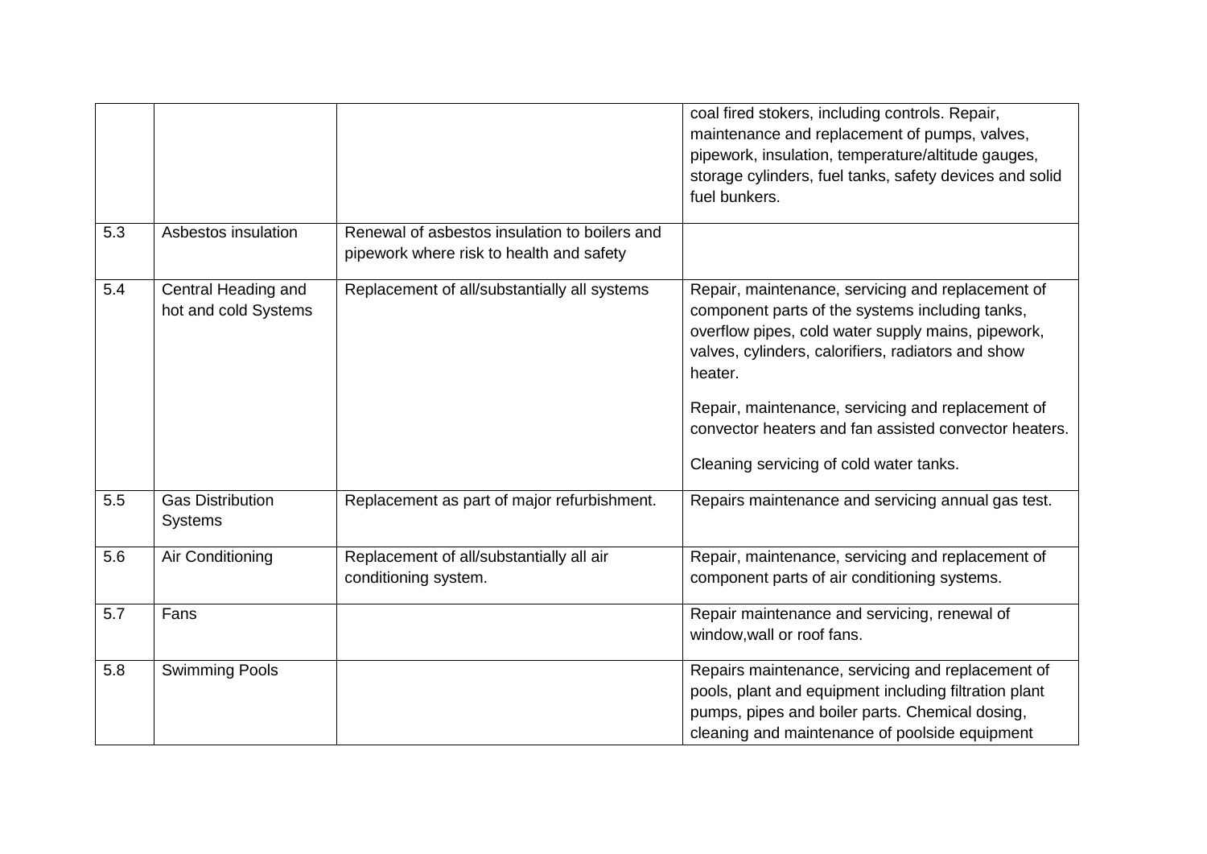| | | | |
|---|---|---|---|
| | | | coal fired stokers, including controls. Repair, maintenance and replacement of pumps, valves, pipework, insulation, temperature/altitude gauges, storage cylinders, fuel tanks, safety devices and solid fuel bunkers. |
| 5.3 | Asbestos insulation | Renewal of asbestos insulation to boilers and pipework where risk to health and safety | |
| 5.4 | Central Heading and hot and cold Systems | Replacement of all/substantially all systems | Repair, maintenance, servicing and replacement of component parts of the systems including tanks, overflow pipes, cold water supply mains, pipework, valves, cylinders, calorifiers, radiators and show heater.<br><br>Repair, maintenance, servicing and replacement of convector heaters and fan assisted convector heaters.<br><br>Cleaning servicing of cold water tanks. |
| 5.5 | Gas Distribution Systems | Replacement as part of major refurbishment. | Repairs maintenance and servicing annual gas test. |
| 5.6 | Air Conditioning | Replacement of all/substantially all air conditioning system. | Repair, maintenance, servicing and replacement of component parts of air conditioning systems. |
| 5.7 | Fans | | Repair maintenance and servicing, renewal of window,wall or roof fans. |
| 5.8 | Swimming Pools | | Repairs maintenance, servicing and replacement of pools, plant and equipment including filtration plant pumps, pipes and boiler parts. Chemical dosing, cleaning and maintenance of poolside equipment |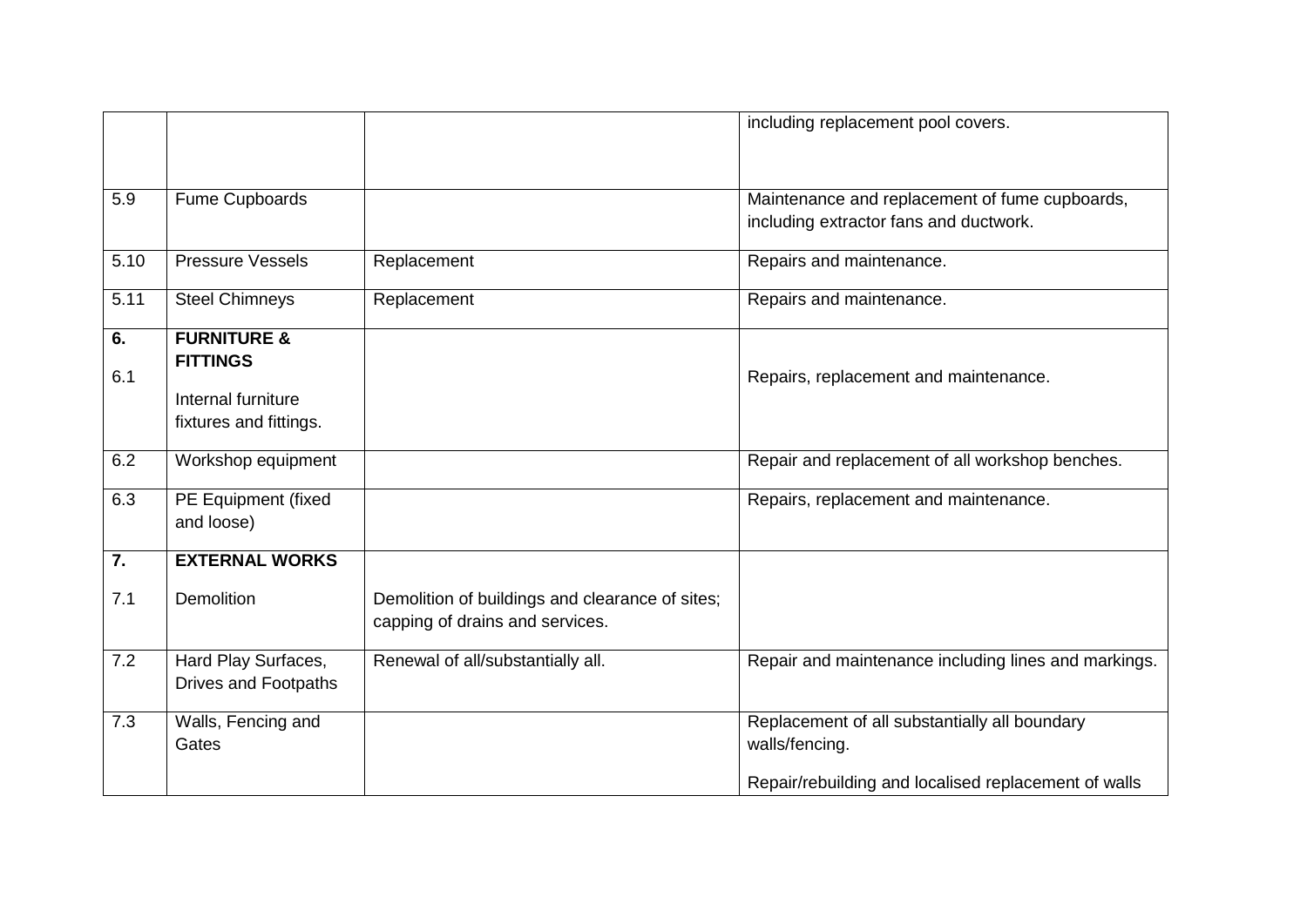| | | | |
|---|---|---|---|
| | | | including replacement pool covers. |
| 5.9 | Fume Cupboards | | Maintenance and replacement of fume cupboards, including extractor fans and ductwork. |
| 5.10 | Pressure Vessels | Replacement | Repairs and maintenance. |
| 5.11 | Steel Chimneys | Replacement | Repairs and maintenance. |
| **6.**<br><br>6.1 | **FURNITURE & FITTINGS**<br><br>Internal furniture fixtures and fittings. | | Repairs, replacement and maintenance. |
| 6.2 | Workshop equipment | | Repair and replacement of all workshop benches. |
| 6.3 | PE Equipment (fixed and loose) | | Repairs, replacement and maintenance. |
| **7.**<br><br>7.1 | **EXTERNAL WORKS**<br><br>Demolition | Demolition of buildings and clearance of sites; capping of drains and services. | |
| 7.2 | Hard Play Surfaces, Drives and Footpaths | Renewal of all/substantially all. | Repair and maintenance including lines and markings. |
| 7.3 | Walls, Fencing and Gates | | Replacement of all substantially all boundary walls/fencing.<br><br>Repair/rebuilding and localised replacement of walls |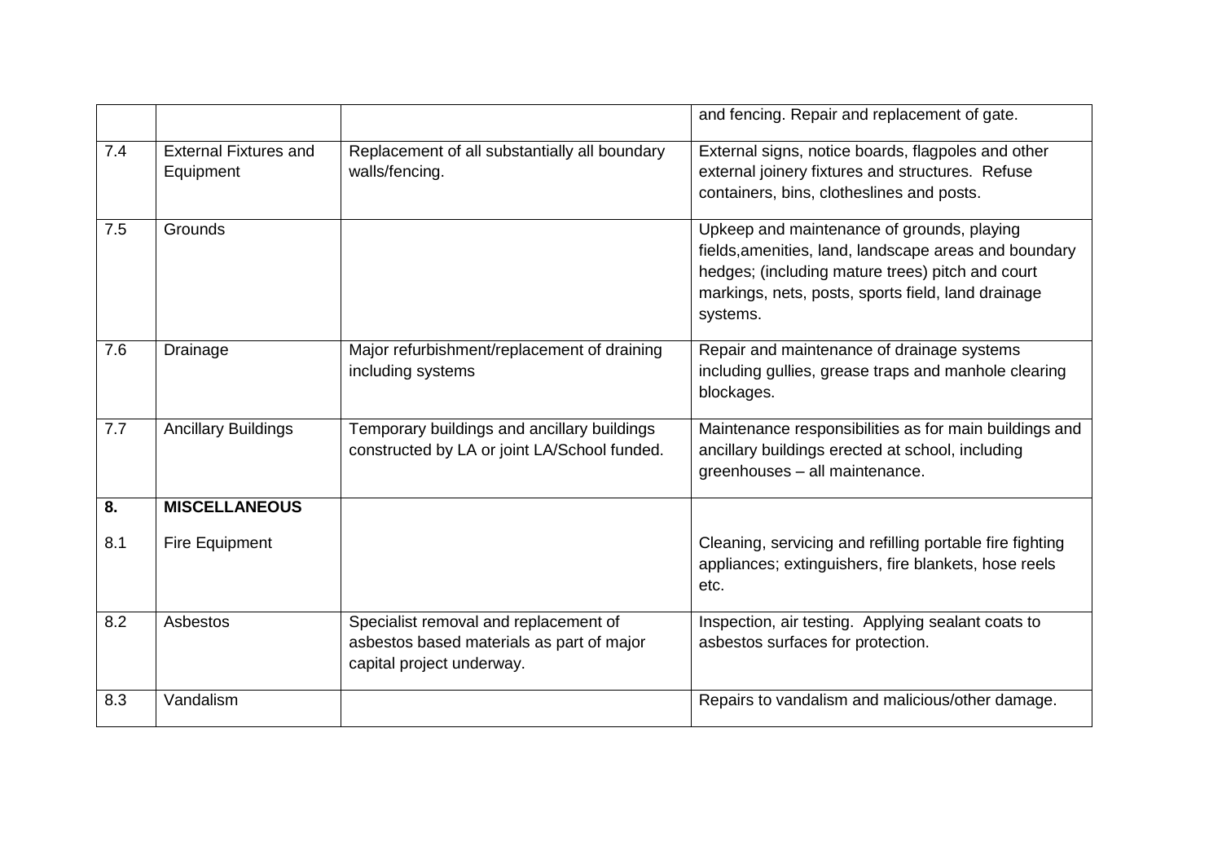| | | | and fencing. Repair and replacement of gate. |
|---|---|---|---|
| 7.4 | External Fixtures and Equipment | Replacement of all substantially all boundary walls/fencing. | External signs, notice boards, flagpoles and other external joinery fixtures and structures. Refuse containers, bins, clotheslines and posts. |
| 7.5 | Grounds | | Upkeep and maintenance of grounds, playing fields,amenities, land, landscape areas and boundary hedges; (including mature trees) pitch and court markings, nets, posts, sports field, land drainage systems. |
| 7.6 | Drainage | Major refurbishment/replacement of draining including systems | Repair and maintenance of drainage systems including gullies, grease traps and manhole clearing blockages. |
| 7.7 | Ancillary Buildings | Temporary buildings and ancillary buildings constructed by LA or joint LA/School funded. | Maintenance responsibilities as for main buildings and ancillary buildings erected at school, including greenhouses – all maintenance. |
| **8.** | **MISCELLANEOUS** | | |
| 8.1 | Fire Equipment | | Cleaning, servicing and refilling portable fire fighting appliances; extinguishers, fire blankets, hose reels etc. |
| 8.2 | Asbestos | Specialist removal and replacement of asbestos based materials as part of major capital project underway. | Inspection, air testing. Applying sealant coats to asbestos surfaces for protection. |
| 8.3 | Vandalism | | Repairs to vandalism and malicious/other damage. |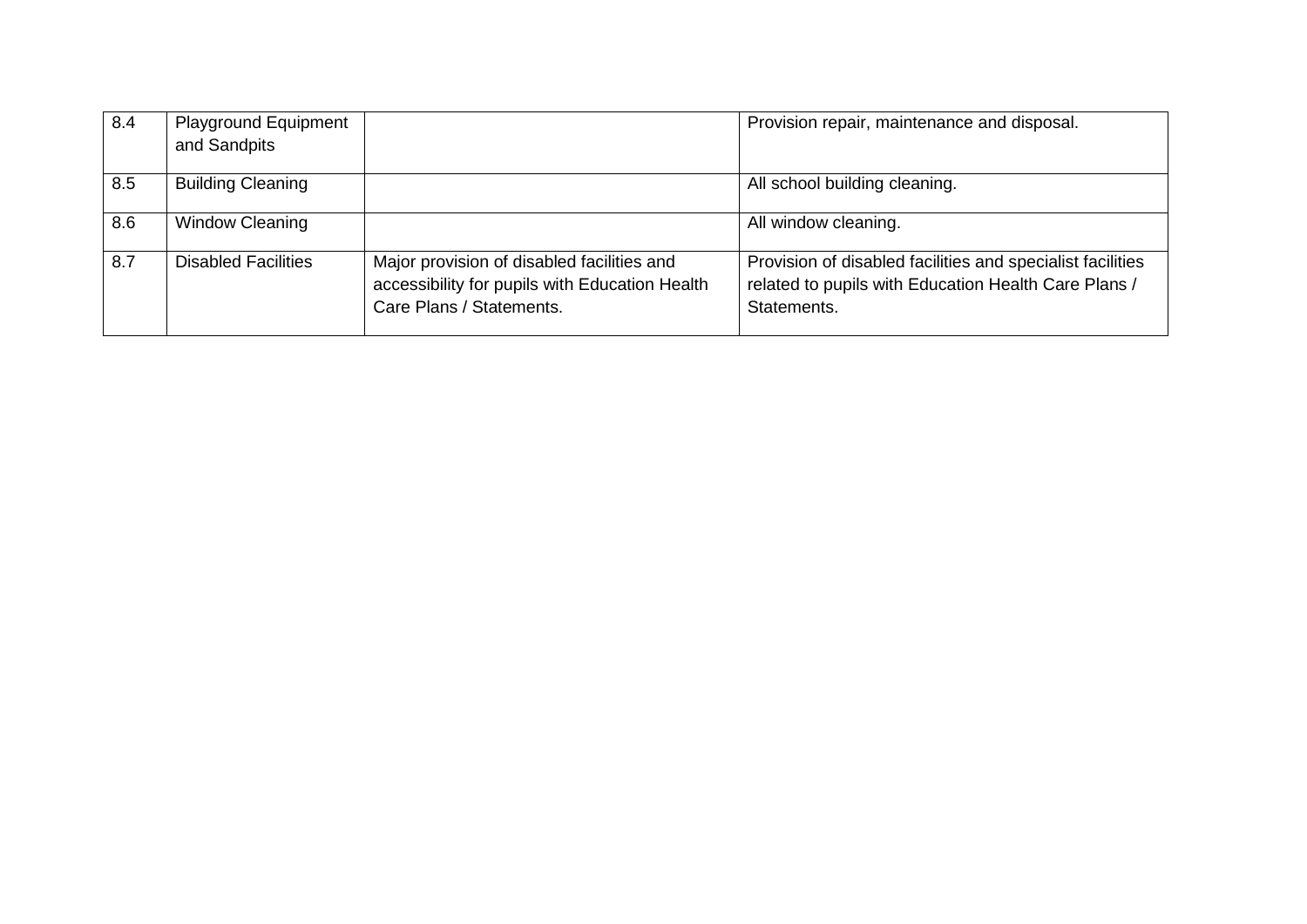| | | | |
|---|---|---|---|
| 8.4 | Playground Equipment and Sandpits | | Provision repair, maintenance and disposal. |
| 8.5 | Building Cleaning | | All school building cleaning. |
| 8.6 | Window Cleaning | | All window cleaning. |
| 8.7 | Disabled Facilities | Major provision of disabled facilities and accessibility for pupils with Education Health Care Plans / Statements. | Provision of disabled facilities and specialist facilities related to pupils with Education Health Care Plans / Statements. |